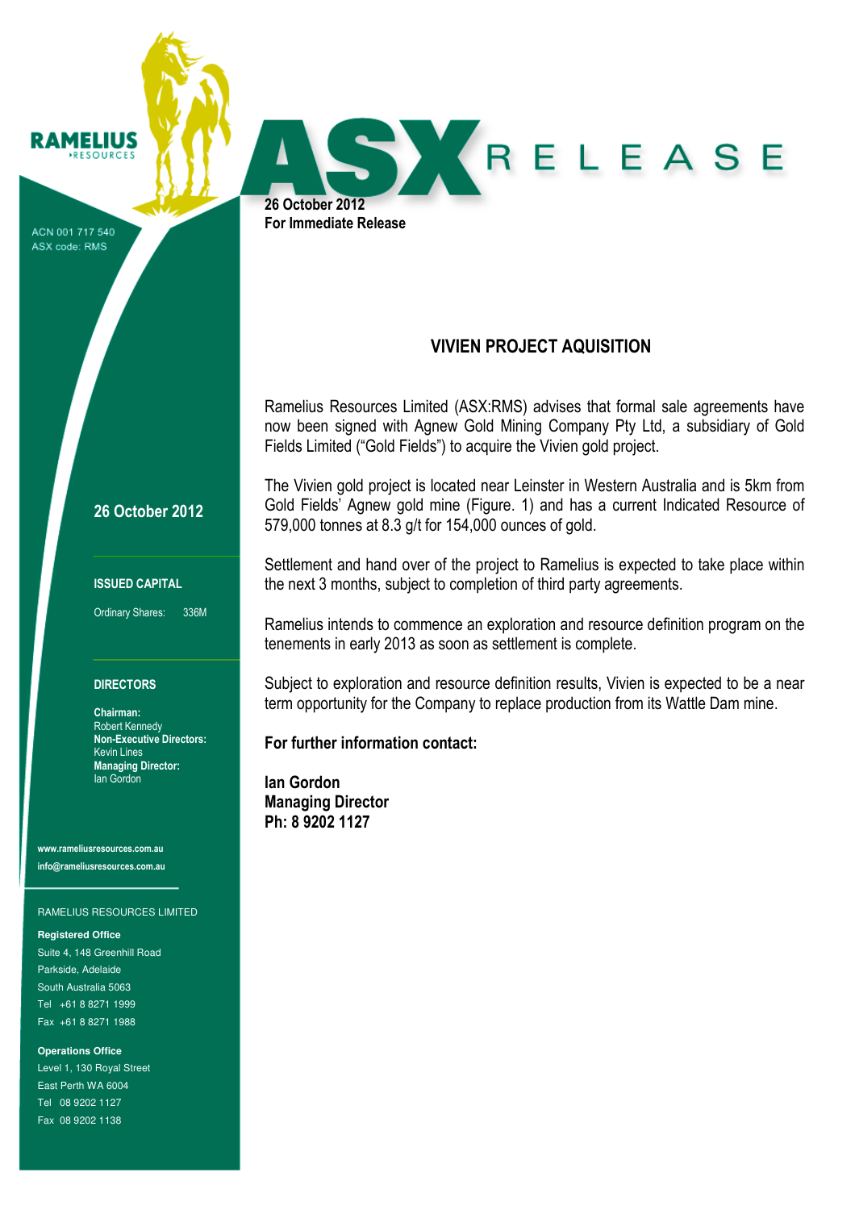**RAMELIUS RESOURCES**

ACN 001 717 540
ASX code: RMS

# ASX RELEASE

**26 October 2012**
**For Immediate Release**

## VIVIEN PROJECT AQUISITION

Ramelius Resources Limited (ASX:RMS) advises that formal sale agreements have now been signed with Agnew Gold Mining Company Pty Ltd, a subsidiary of Gold Fields Limited ("Gold Fields") to acquire the Vivien gold project.

The Vivien gold project is located near Leinster in Western Australia and is 5km from Gold Fields' Agnew gold mine (Figure. 1) and has a current Indicated Resource of 579,000 tonnes at 8.3 g/t for 154,000 ounces of gold.

Settlement and hand over of the project to Ramelius is expected to take place within the next 3 months, subject to completion of third party agreements.

Ramelius intends to commence an exploration and resource definition program on the tenements in early 2013 as soon as settlement is complete.

Subject to exploration and resource definition results, Vivien is expected to be a near term opportunity for the Company to replace production from its Wattle Dam mine.

**For further information contact:**

**Ian Gordon**
**Managing Director**
**Ph: 8 9202 1127**

---

**26 October 2012**

**ISSUED CAPITAL**

Ordinary Shares: 336M

**DIRECTORS**

**Chairman:**
Robert Kennedy
**Non-Executive Directors:**
Kevin Lines
**Managing Director:**
Ian Gordon

**www.rameliusresources.com.au**
**info@rameliusresources.com.au**

RAMELIUS RESOURCES LIMITED

**Registered Office**
Suite 4, 148 Greenhill Road
Parkside, Adelaide
South Australia 5063
Tel +61 8 8271 1999
Fax +61 8 8271 1988

**Operations Office**
Level 1, 130 Royal Street
East Perth WA 6004
Tel 08 9202 1127
Fax 08 9202 1138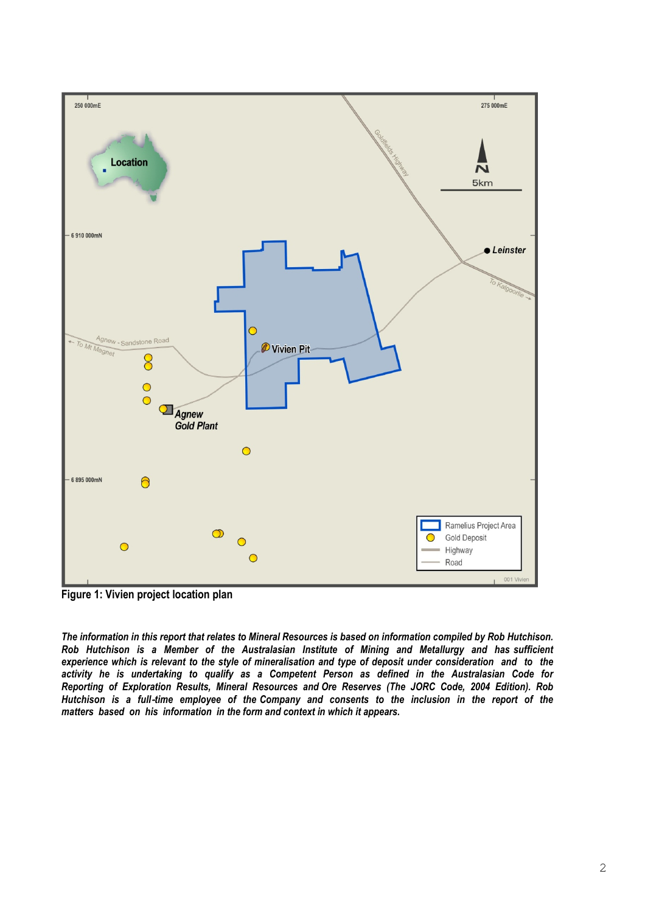250 000mE

275 000mE

Location

N

5km

6 910 000mN

Leinster

Goldfields Highway

To Kalgoorlie

Agnew - Sandstone Road

To Mt Magnet

Vivien Pit

Agnew Gold Plant

6 895 000mN

Ramelius Project Area

Gold Deposit

Highway

Road

001 Vivien

Figure 1: Vivien project location plan

***The information in this report that relates to Mineral Resources is based on information compiled by Rob Hutchison. Rob Hutchison is a Member of the Australasian Institute of Mining and Metallurgy and has sufficient experience which is relevant to the style of mineralisation and type of deposit under consideration and to the activity he is undertaking to qualify as a Competent Person as defined in the Australasian Code for Reporting of Exploration Results, Mineral Resources and Ore Reserves (The JORC Code, 2004 Edition). Rob Hutchison is a full-time employee of the Company and consents to the inclusion in the report of the matters based on his information in the form and context in which it appears.***